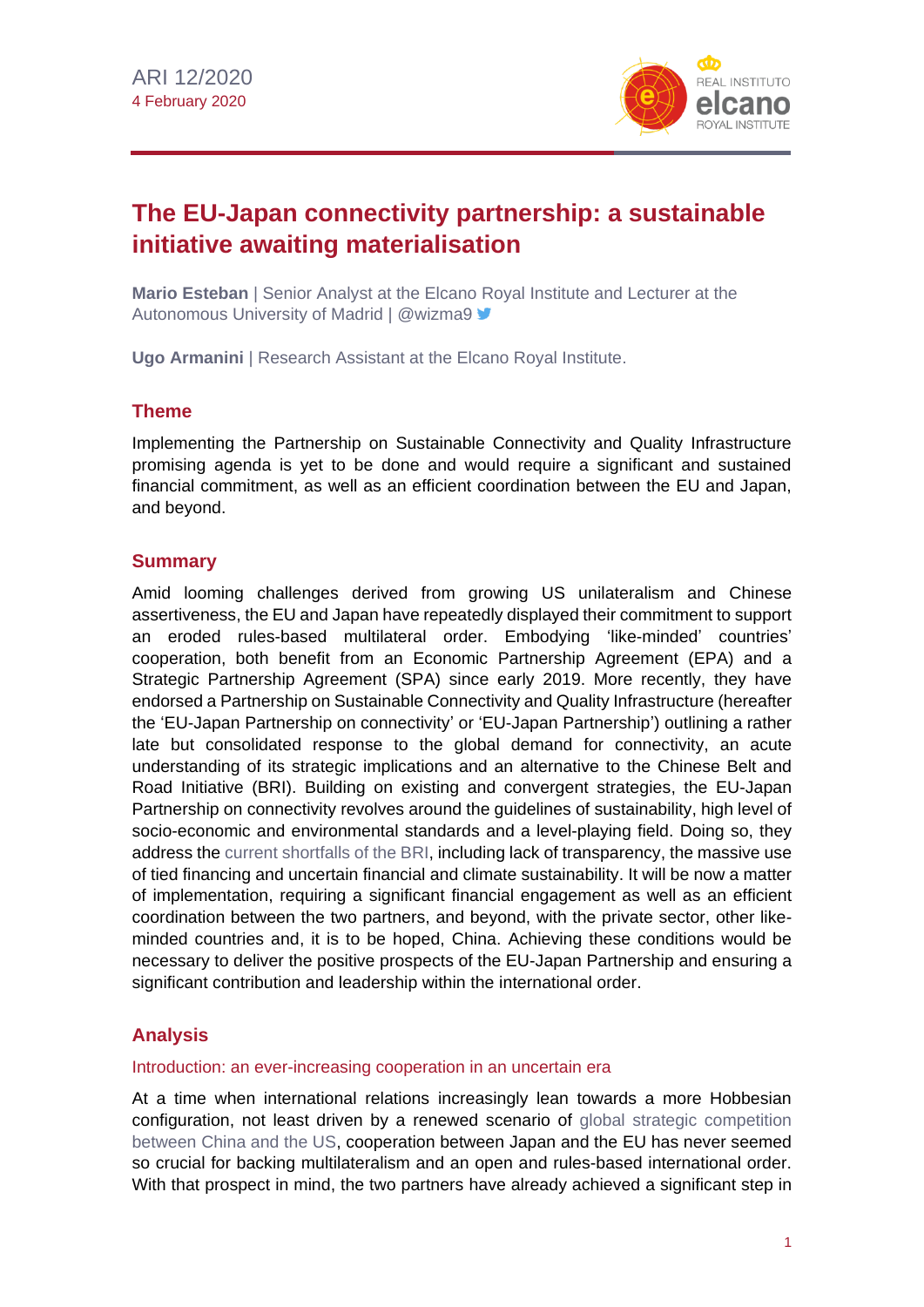ARI 12/2020
4 February 2020

# The EU-Japan connectivity partnership: a sustainable initiative awaiting materialisation

**Mario Esteban** | Senior Analyst at the Elcano Royal Institute and Lecturer at the Autonomous University of Madrid | @wizma9

**Ugo Armanini** | Research Assistant at the Elcano Royal Institute.

## Theme

Implementing the Partnership on Sustainable Connectivity and Quality Infrastructure promising agenda is yet to be done and would require a significant and sustained financial commitment, as well as an efficient coordination between the EU and Japan, and beyond.

## Summary

Amid looming challenges derived from growing US unilateralism and Chinese assertiveness, the EU and Japan have repeatedly displayed their commitment to support an eroded rules-based multilateral order. Embodying 'like-minded' countries' cooperation, both benefit from an Economic Partnership Agreement (EPA) and a Strategic Partnership Agreement (SPA) since early 2019. More recently, they have endorsed a Partnership on Sustainable Connectivity and Quality Infrastructure (hereafter the 'EU-Japan Partnership on connectivity' or 'EU-Japan Partnership') outlining a rather late but consolidated response to the global demand for connectivity, an acute understanding of its strategic implications and an alternative to the Chinese Belt and Road Initiative (BRI). Building on existing and convergent strategies, the EU-Japan Partnership on connectivity revolves around the guidelines of sustainability, high level of socio-economic and environmental standards and a level-playing field. Doing so, they address the current shortfalls of the BRI, including lack of transparency, the massive use of tied financing and uncertain financial and climate sustainability. It will be now a matter of implementation, requiring a significant financial engagement as well as an efficient coordination between the two partners, and beyond, with the private sector, other like-minded countries and, it is to be hoped, China. Achieving these conditions would be necessary to deliver the positive prospects of the EU-Japan Partnership and ensuring a significant contribution and leadership within the international order.

## Analysis

### Introduction: an ever-increasing cooperation in an uncertain era

At a time when international relations increasingly lean towards a more Hobbesian configuration, not least driven by a renewed scenario of global strategic competition between China and the US, cooperation between Japan and the EU has never seemed so crucial for backing multilateralism and an open and rules-based international order. With that prospect in mind, the two partners have already achieved a significant step in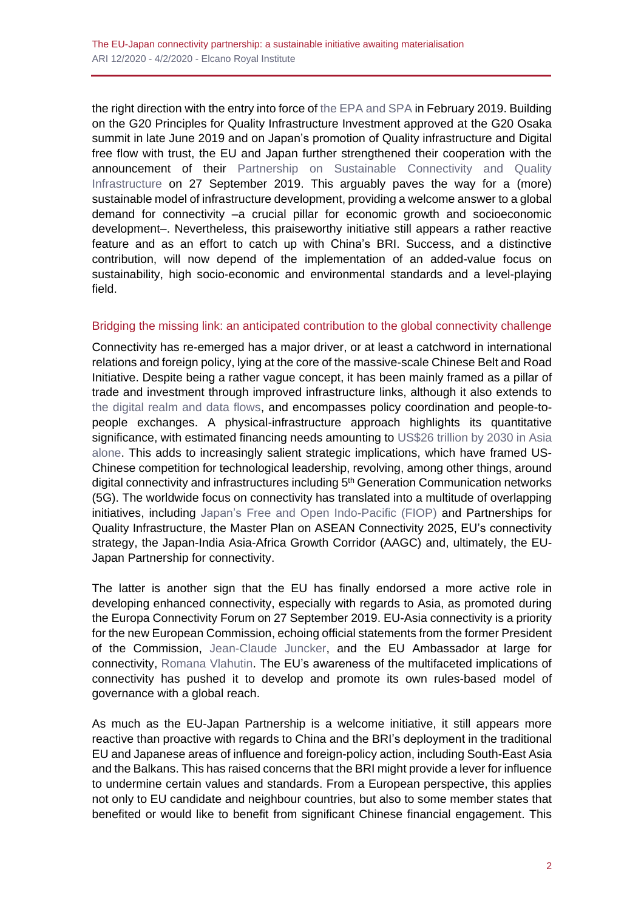the right direction with the entry into force of the EPA and SPA in February 2019. Building on the G20 Principles for Quality Infrastructure Investment approved at the G20 Osaka summit in late June 2019 and on Japan's promotion of Quality infrastructure and Digital free flow with trust, the EU and Japan further strengthened their cooperation with the announcement of their Partnership on Sustainable Connectivity and Quality Infrastructure on 27 September 2019. This arguably paves the way for a (more) sustainable model of infrastructure development, providing a welcome answer to a global demand for connectivity –a crucial pillar for economic growth and socioeconomic development–. Nevertheless, this praiseworthy initiative still appears a rather reactive feature and as an effort to catch up with China's BRI. Success, and a distinctive contribution, will now depend of the implementation of an added-value focus on sustainability, high socio-economic and environmental standards and a level-playing field.

## Bridging the missing link: an anticipated contribution to the global connectivity challenge

Connectivity has re-emerged has a major driver, or at least a catchword in international relations and foreign policy, lying at the core of the massive-scale Chinese Belt and Road Initiative. Despite being a rather vague concept, it has been mainly framed as a pillar of trade and investment through improved infrastructure links, although it also extends to the digital realm and data flows, and encompasses policy coordination and people-to-people exchanges. A physical-infrastructure approach highlights its quantitative significance, with estimated financing needs amounting to US$26 trillion by 2030 in Asia alone. This adds to increasingly salient strategic implications, which have framed US-Chinese competition for technological leadership, revolving, among other things, around digital connectivity and infrastructures including 5th Generation Communication networks (5G). The worldwide focus on connectivity has translated into a multitude of overlapping initiatives, including Japan's Free and Open Indo-Pacific (FIOP) and Partnerships for Quality Infrastructure, the Master Plan on ASEAN Connectivity 2025, EU's connectivity strategy, the Japan-India Asia-Africa Growth Corridor (AAGC) and, ultimately, the EU-Japan Partnership for connectivity.

The latter is another sign that the EU has finally endorsed a more active role in developing enhanced connectivity, especially with regards to Asia, as promoted during the Europa Connectivity Forum on 27 September 2019. EU-Asia connectivity is a priority for the new European Commission, echoing official statements from the former President of the Commission, Jean-Claude Juncker, and the EU Ambassador at large for connectivity, Romana Vlahutin. The EU's awareness of the multifaceted implications of connectivity has pushed it to develop and promote its own rules-based model of governance with a global reach.

As much as the EU-Japan Partnership is a welcome initiative, it still appears more reactive than proactive with regards to China and the BRI's deployment in the traditional EU and Japanese areas of influence and foreign-policy action, including South-East Asia and the Balkans. This has raised concerns that the BRI might provide a lever for influence to undermine certain values and standards. From a European perspective, this applies not only to EU candidate and neighbour countries, but also to some member states that benefited or would like to benefit from significant Chinese financial engagement. This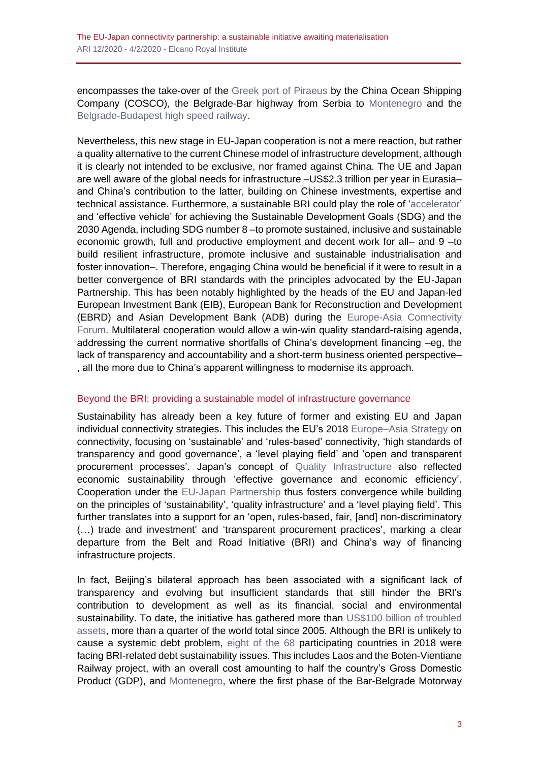encompasses the take-over of the Greek port of Piraeus by the China Ocean Shipping Company (COSCO), the Belgrade-Bar highway from Serbia to Montenegro and the Belgrade-Budapest high speed railway.

Nevertheless, this new stage in EU-Japan cooperation is not a mere reaction, but rather a quality alternative to the current Chinese model of infrastructure development, although it is clearly not intended to be exclusive, nor framed against China. The UE and Japan are well aware of the global needs for infrastructure –US$2.3 trillion per year in Eurasia– and China's contribution to the latter, building on Chinese investments, expertise and technical assistance. Furthermore, a sustainable BRI could play the role of 'accelerator' and 'effective vehicle' for achieving the Sustainable Development Goals (SDG) and the 2030 Agenda, including SDG number 8 –to promote sustained, inclusive and sustainable economic growth, full and productive employment and decent work for all– and 9 –to build resilient infrastructure, promote inclusive and sustainable industrialisation and foster innovation–. Therefore, engaging China would be beneficial if it were to result in a better convergence of BRI standards with the principles advocated by the EU-Japan Partnership. This has been notably highlighted by the heads of the EU and Japan-led European Investment Bank (EIB), European Bank for Reconstruction and Development (EBRD) and Asian Development Bank (ADB) during the Europe-Asia Connectivity Forum. Multilateral cooperation would allow a win-win quality standard-raising agenda, addressing the current normative shortfalls of China's development financing –eg, the lack of transparency and accountability and a short-term business oriented perspective–, all the more due to China's apparent willingness to modernise its approach.

## Beyond the BRI: providing a sustainable model of infrastructure governance

Sustainability has already been a key future of former and existing EU and Japan individual connectivity strategies. This includes the EU's 2018 Europe–Asia Strategy on connectivity, focusing on 'sustainable' and 'rules-based' connectivity, 'high standards of transparency and good governance', a 'level playing field' and 'open and transparent procurement processes'. Japan's concept of Quality Infrastructure also reflected economic sustainability through 'effective governance and economic efficiency'. Cooperation under the EU-Japan Partnership thus fosters convergence while building on the principles of 'sustainability', 'quality infrastructure' and a 'level playing field'. This further translates into a support for an 'open, rules-based, fair, [and] non-discriminatory (…) trade and investment' and 'transparent procurement practices', marking a clear departure from the Belt and Road Initiative (BRI) and China's way of financing infrastructure projects.

In fact, Beijing's bilateral approach has been associated with a significant lack of transparency and evolving but insufficient standards that still hinder the BRI's contribution to development as well as its financial, social and environmental sustainability. To date, the initiative has gathered more than US$100 billion of troubled assets, more than a quarter of the world total since 2005. Although the BRI is unlikely to cause a systemic debt problem, eight of the 68 participating countries in 2018 were facing BRI-related debt sustainability issues. This includes Laos and the Boten-Vientiane Railway project, with an overall cost amounting to half the country's Gross Domestic Product (GDP), and Montenegro, where the first phase of the Bar-Belgrade Motorway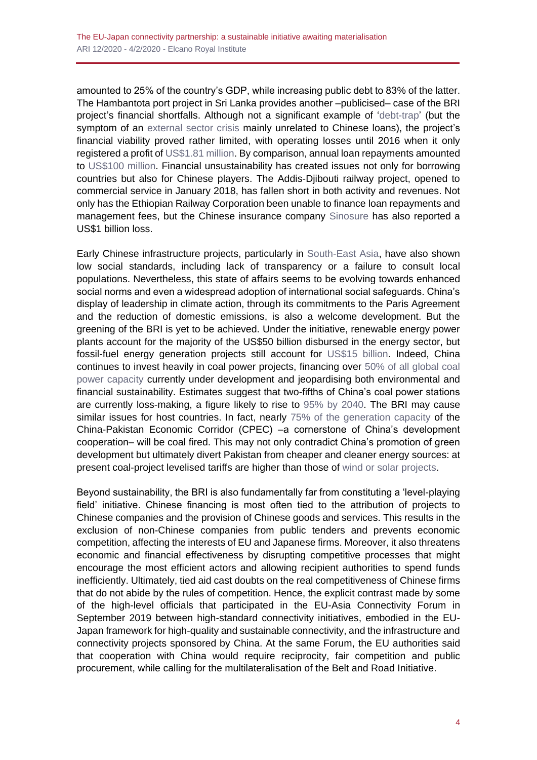amounted to 25% of the country's GDP, while increasing public debt to 83% of the latter. The Hambantota port project in Sri Lanka provides another –publicised– case of the BRI project's financial shortfalls. Although not a significant example of 'debt-trap' (but the symptom of an external sector crisis mainly unrelated to Chinese loans), the project's financial viability proved rather limited, with operating losses until 2016 when it only registered a profit of US$1.81 million. By comparison, annual loan repayments amounted to US$100 million. Financial unsustainability has created issues not only for borrowing countries but also for Chinese players. The Addis-Djibouti railway project, opened to commercial service in January 2018, has fallen short in both activity and revenues. Not only has the Ethiopian Railway Corporation been unable to finance loan repayments and management fees, but the Chinese insurance company Sinosure has also reported a US$1 billion loss.

Early Chinese infrastructure projects, particularly in South-East Asia, have also shown low social standards, including lack of transparency or a failure to consult local populations. Nevertheless, this state of affairs seems to be evolving towards enhanced social norms and even a widespread adoption of international social safeguards. China's display of leadership in climate action, through its commitments to the Paris Agreement and the reduction of domestic emissions, is also a welcome development. But the greening of the BRI is yet to be achieved. Under the initiative, renewable energy power plants account for the majority of the US$50 billion disbursed in the energy sector, but fossil-fuel energy generation projects still account for US$15 billion. Indeed, China continues to invest heavily in coal power projects, financing over 50% of all global coal power capacity currently under development and jeopardising both environmental and financial sustainability. Estimates suggest that two-fifths of China's coal power stations are currently loss-making, a figure likely to rise to 95% by 2040. The BRI may cause similar issues for host countries. In fact, nearly 75% of the generation capacity of the China-Pakistan Economic Corridor (CPEC) –a cornerstone of China's development cooperation– will be coal fired. This may not only contradict China's promotion of green development but ultimately divert Pakistan from cheaper and cleaner energy sources: at present coal-project levelised tariffs are higher than those of wind or solar projects.

Beyond sustainability, the BRI is also fundamentally far from constituting a 'level-playing field' initiative. Chinese financing is most often tied to the attribution of projects to Chinese companies and the provision of Chinese goods and services. This results in the exclusion of non-Chinese companies from public tenders and prevents economic competition, affecting the interests of EU and Japanese firms. Moreover, it also threatens economic and financial effectiveness by disrupting competitive processes that might encourage the most efficient actors and allowing recipient authorities to spend funds inefficiently. Ultimately, tied aid cast doubts on the real competitiveness of Chinese firms that do not abide by the rules of competition. Hence, the explicit contrast made by some of the high-level officials that participated in the EU-Asia Connectivity Forum in September 2019 between high-standard connectivity initiatives, embodied in the EU-Japan framework for high-quality and sustainable connectivity, and the infrastructure and connectivity projects sponsored by China. At the same Forum, the EU authorities said that cooperation with China would require reciprocity, fair competition and public procurement, while calling for the multilateralisation of the Belt and Road Initiative.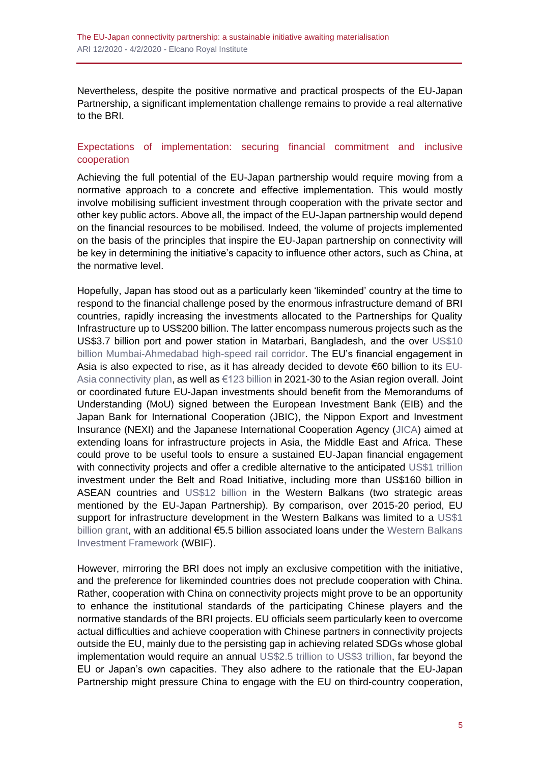Nevertheless, despite the positive normative and practical prospects of the EU-Japan Partnership, a significant implementation challenge remains to provide a real alternative to the BRI.

## Expectations of implementation: securing financial commitment and inclusive cooperation

Achieving the full potential of the EU-Japan partnership would require moving from a normative approach to a concrete and effective implementation. This would mostly involve mobilising sufficient investment through cooperation with the private sector and other key public actors. Above all, the impact of the EU-Japan partnership would depend on the financial resources to be mobilised. Indeed, the volume of projects implemented on the basis of the principles that inspire the EU-Japan partnership on connectivity will be key in determining the initiative's capacity to influence other actors, such as China, at the normative level.

Hopefully, Japan has stood out as a particularly keen 'likeminded' country at the time to respond to the financial challenge posed by the enormous infrastructure demand of BRI countries, rapidly increasing the investments allocated to the Partnerships for Quality Infrastructure up to US$200 billion. The latter encompass numerous projects such as the US$3.7 billion port and power station in Matarbari, Bangladesh, and the over US$10 billion Mumbai-Ahmedabad high-speed rail corridor. The EU's financial engagement in Asia is also expected to rise, as it has already decided to devote €60 billion to its EU-Asia connectivity plan, as well as €123 billion in 2021-30 to the Asian region overall. Joint or coordinated future EU-Japan investments should benefit from the Memorandums of Understanding (MoU) signed between the European Investment Bank (EIB) and the Japan Bank for International Cooperation (JBIC), the Nippon Export and Investment Insurance (NEXI) and the Japanese International Cooperation Agency (JICA) aimed at extending loans for infrastructure projects in Asia, the Middle East and Africa. These could prove to be useful tools to ensure a sustained EU-Japan financial engagement with connectivity projects and offer a credible alternative to the anticipated US$1 trillion investment under the Belt and Road Initiative, including more than US$160 billion in ASEAN countries and US$12 billion in the Western Balkans (two strategic areas mentioned by the EU-Japan Partnership). By comparison, over 2015-20 period, EU support for infrastructure development in the Western Balkans was limited to a US$1 billion grant, with an additional €5.5 billion associated loans under the Western Balkans Investment Framework (WBIF).

However, mirroring the BRI does not imply an exclusive competition with the initiative, and the preference for likeminded countries does not preclude cooperation with China. Rather, cooperation with China on connectivity projects might prove to be an opportunity to enhance the institutional standards of the participating Chinese players and the normative standards of the BRI projects. EU officials seem particularly keen to overcome actual difficulties and achieve cooperation with Chinese partners in connectivity projects outside the EU, mainly due to the persisting gap in achieving related SDGs whose global implementation would require an annual US$2.5 trillion to US$3 trillion, far beyond the EU or Japan's own capacities. They also adhere to the rationale that the EU-Japan Partnership might pressure China to engage with the EU on third-country cooperation,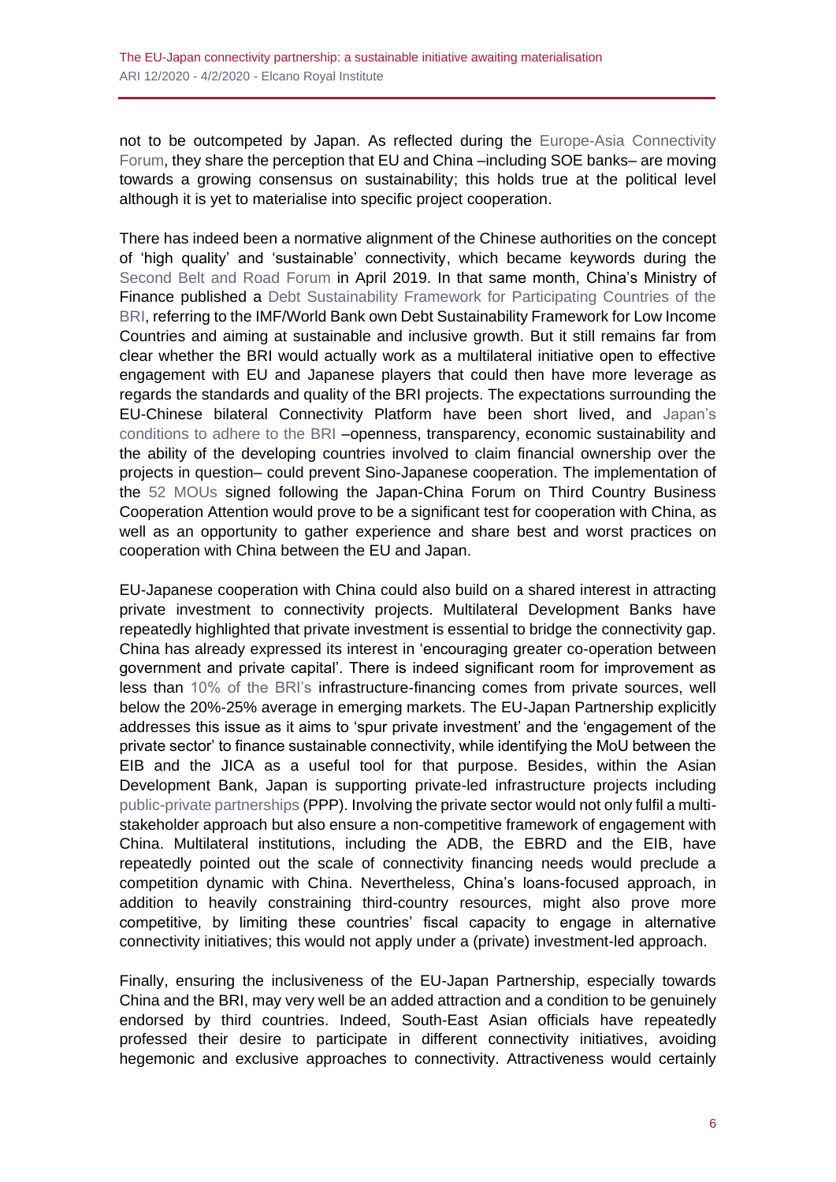not to be outcompeted by Japan. As reflected during the Europe-Asia Connectivity Forum, they share the perception that EU and China –including SOE banks– are moving towards a growing consensus on sustainability; this holds true at the political level although it is yet to materialise into specific project cooperation.

There has indeed been a normative alignment of the Chinese authorities on the concept of 'high quality' and 'sustainable' connectivity, which became keywords during the Second Belt and Road Forum in April 2019. In that same month, China's Ministry of Finance published a Debt Sustainability Framework for Participating Countries of the BRI, referring to the IMF/World Bank own Debt Sustainability Framework for Low Income Countries and aiming at sustainable and inclusive growth. But it still remains far from clear whether the BRI would actually work as a multilateral initiative open to effective engagement with EU and Japanese players that could then have more leverage as regards the standards and quality of the BRI projects. The expectations surrounding the EU-Chinese bilateral Connectivity Platform have been short lived, and Japan's conditions to adhere to the BRI –openness, transparency, economic sustainability and the ability of the developing countries involved to claim financial ownership over the projects in question– could prevent Sino-Japanese cooperation. The implementation of the 52 MOUs signed following the Japan-China Forum on Third Country Business Cooperation Attention would prove to be a significant test for cooperation with China, as well as an opportunity to gather experience and share best and worst practices on cooperation with China between the EU and Japan.

EU-Japanese cooperation with China could also build on a shared interest in attracting private investment to connectivity projects. Multilateral Development Banks have repeatedly highlighted that private investment is essential to bridge the connectivity gap. China has already expressed its interest in 'encouraging greater co-operation between government and private capital'. There is indeed significant room for improvement as less than 10% of the BRI's infrastructure-financing comes from private sources, well below the 20%-25% average in emerging markets. The EU-Japan Partnership explicitly addresses this issue as it aims to 'spur private investment' and the 'engagement of the private sector' to finance sustainable connectivity, while identifying the MoU between the EIB and the JICA as a useful tool for that purpose. Besides, within the Asian Development Bank, Japan is supporting private-led infrastructure projects including public-private partnerships (PPP). Involving the private sector would not only fulfil a multi-stakeholder approach but also ensure a non-competitive framework of engagement with China. Multilateral institutions, including the ADB, the EBRD and the EIB, have repeatedly pointed out the scale of connectivity financing needs would preclude a competition dynamic with China. Nevertheless, China's loans-focused approach, in addition to heavily constraining third-country resources, might also prove more competitive, by limiting these countries' fiscal capacity to engage in alternative connectivity initiatives; this would not apply under a (private) investment-led approach.

Finally, ensuring the inclusiveness of the EU-Japan Partnership, especially towards China and the BRI, may very well be an added attraction and a condition to be genuinely endorsed by third countries. Indeed, South-East Asian officials have repeatedly professed their desire to participate in different connectivity initiatives, avoiding hegemonic and exclusive approaches to connectivity. Attractiveness would certainly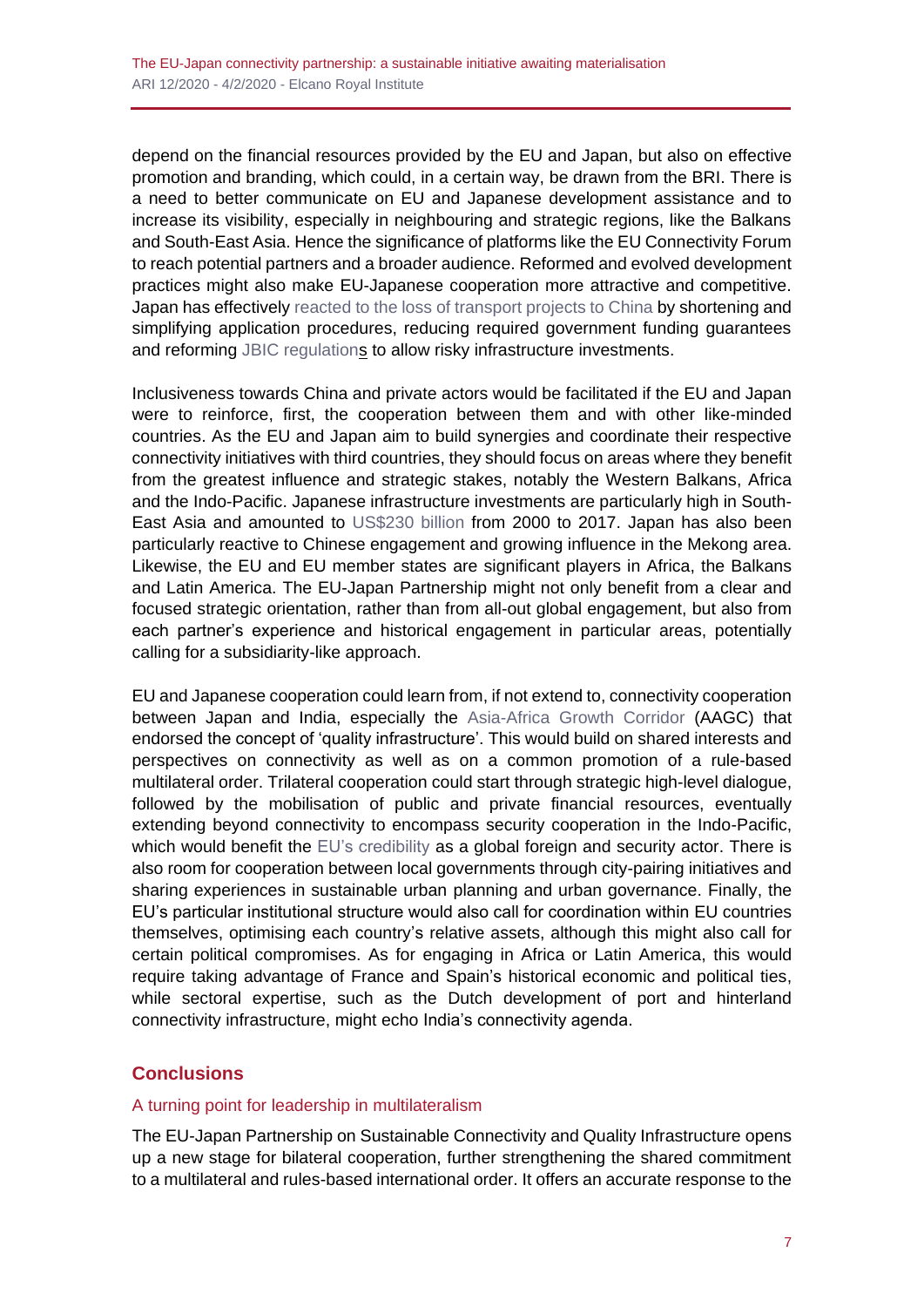depend on the financial resources provided by the EU and Japan, but also on effective promotion and branding, which could, in a certain way, be drawn from the BRI. There is a need to better communicate on EU and Japanese development assistance and to increase its visibility, especially in neighbouring and strategic regions, like the Balkans and South-East Asia. Hence the significance of platforms like the EU Connectivity Forum to reach potential partners and a broader audience. Reformed and evolved development practices might also make EU-Japanese cooperation more attractive and competitive. Japan has effectively reacted to the loss of transport projects to China by shortening and simplifying application procedures, reducing required government funding guarantees and reforming JBIC regulations to allow risky infrastructure investments.

Inclusiveness towards China and private actors would be facilitated if the EU and Japan were to reinforce, first, the cooperation between them and with other like-minded countries. As the EU and Japan aim to build synergies and coordinate their respective connectivity initiatives with third countries, they should focus on areas where they benefit from the greatest influence and strategic stakes, notably the Western Balkans, Africa and the Indo-Pacific. Japanese infrastructure investments are particularly high in South-East Asia and amounted to US$230 billion from 2000 to 2017. Japan has also been particularly reactive to Chinese engagement and growing influence in the Mekong area. Likewise, the EU and EU member states are significant players in Africa, the Balkans and Latin America. The EU-Japan Partnership might not only benefit from a clear and focused strategic orientation, rather than from all-out global engagement, but also from each partner's experience and historical engagement in particular areas, potentially calling for a subsidiarity-like approach.

EU and Japanese cooperation could learn from, if not extend to, connectivity cooperation between Japan and India, especially the Asia-Africa Growth Corridor (AAGC) that endorsed the concept of 'quality infrastructure'. This would build on shared interests and perspectives on connectivity as well as on a common promotion of a rule-based multilateral order. Trilateral cooperation could start through strategic high-level dialogue, followed by the mobilisation of public and private financial resources, eventually extending beyond connectivity to encompass security cooperation in the Indo-Pacific, which would benefit the EU's credibility as a global foreign and security actor. There is also room for cooperation between local governments through city-pairing initiatives and sharing experiences in sustainable urban planning and urban governance. Finally, the EU's particular institutional structure would also call for coordination within EU countries themselves, optimising each country's relative assets, although this might also call for certain political compromises. As for engaging in Africa or Latin America, this would require taking advantage of France and Spain's historical economic and political ties, while sectoral expertise, such as the Dutch development of port and hinterland connectivity infrastructure, might echo India's connectivity agenda.

## Conclusions

### A turning point for leadership in multilateralism

The EU-Japan Partnership on Sustainable Connectivity and Quality Infrastructure opens up a new stage for bilateral cooperation, further strengthening the shared commitment to a multilateral and rules-based international order. It offers an accurate response to the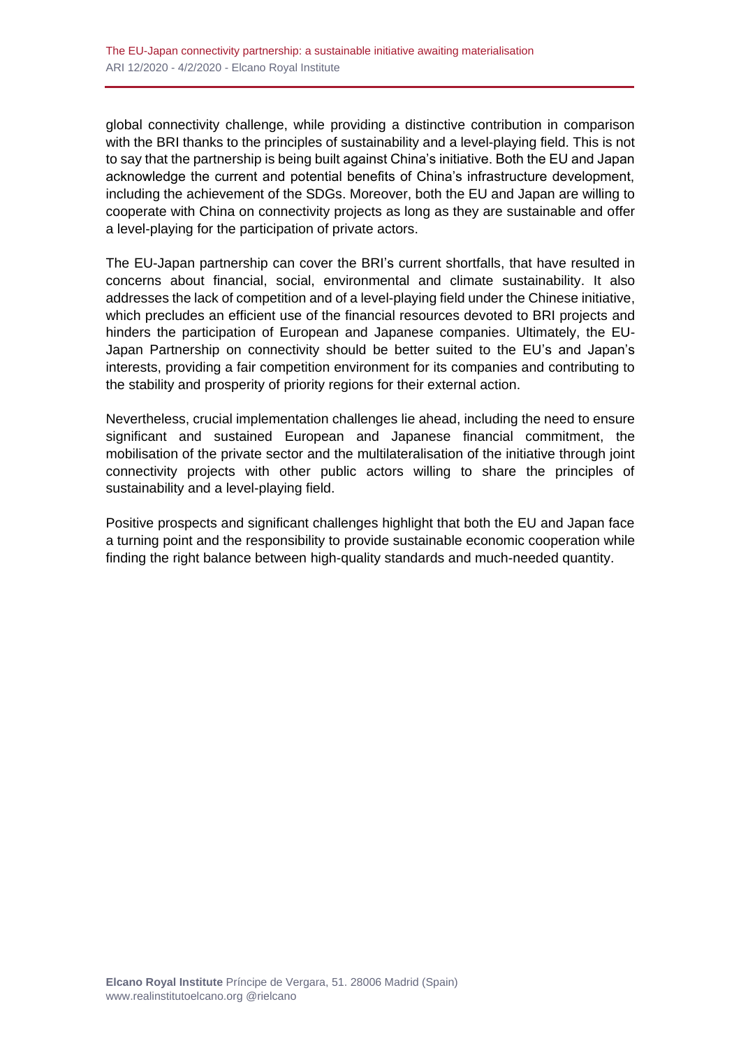global connectivity challenge, while providing a distinctive contribution in comparison with the BRI thanks to the principles of sustainability and a level-playing field. This is not to say that the partnership is being built against China's initiative. Both the EU and Japan acknowledge the current and potential benefits of China's infrastructure development, including the achievement of the SDGs. Moreover, both the EU and Japan are willing to cooperate with China on connectivity projects as long as they are sustainable and offer a level-playing for the participation of private actors.

The EU-Japan partnership can cover the BRI's current shortfalls, that have resulted in concerns about financial, social, environmental and climate sustainability. It also addresses the lack of competition and of a level-playing field under the Chinese initiative, which precludes an efficient use of the financial resources devoted to BRI projects and hinders the participation of European and Japanese companies. Ultimately, the EU-Japan Partnership on connectivity should be better suited to the EU's and Japan's interests, providing a fair competition environment for its companies and contributing to the stability and prosperity of priority regions for their external action.

Nevertheless, crucial implementation challenges lie ahead, including the need to ensure significant and sustained European and Japanese financial commitment, the mobilisation of the private sector and the multilateralisation of the initiative through joint connectivity projects with other public actors willing to share the principles of sustainability and a level-playing field.

Positive prospects and significant challenges highlight that both the EU and Japan face a turning point and the responsibility to provide sustainable economic cooperation while finding the right balance between high-quality standards and much-needed quantity.